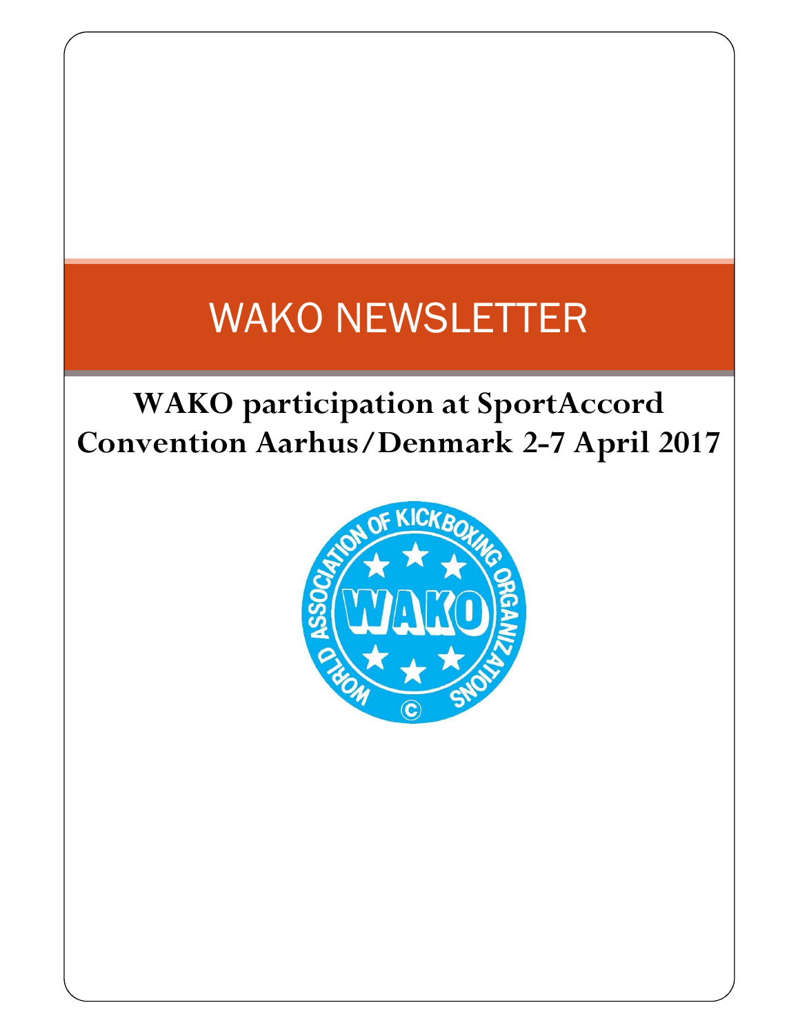# WAKO NEWSLETTER

## WAKO participation at SportAccord Convention Aarhus/Denmark 2-7 April 2017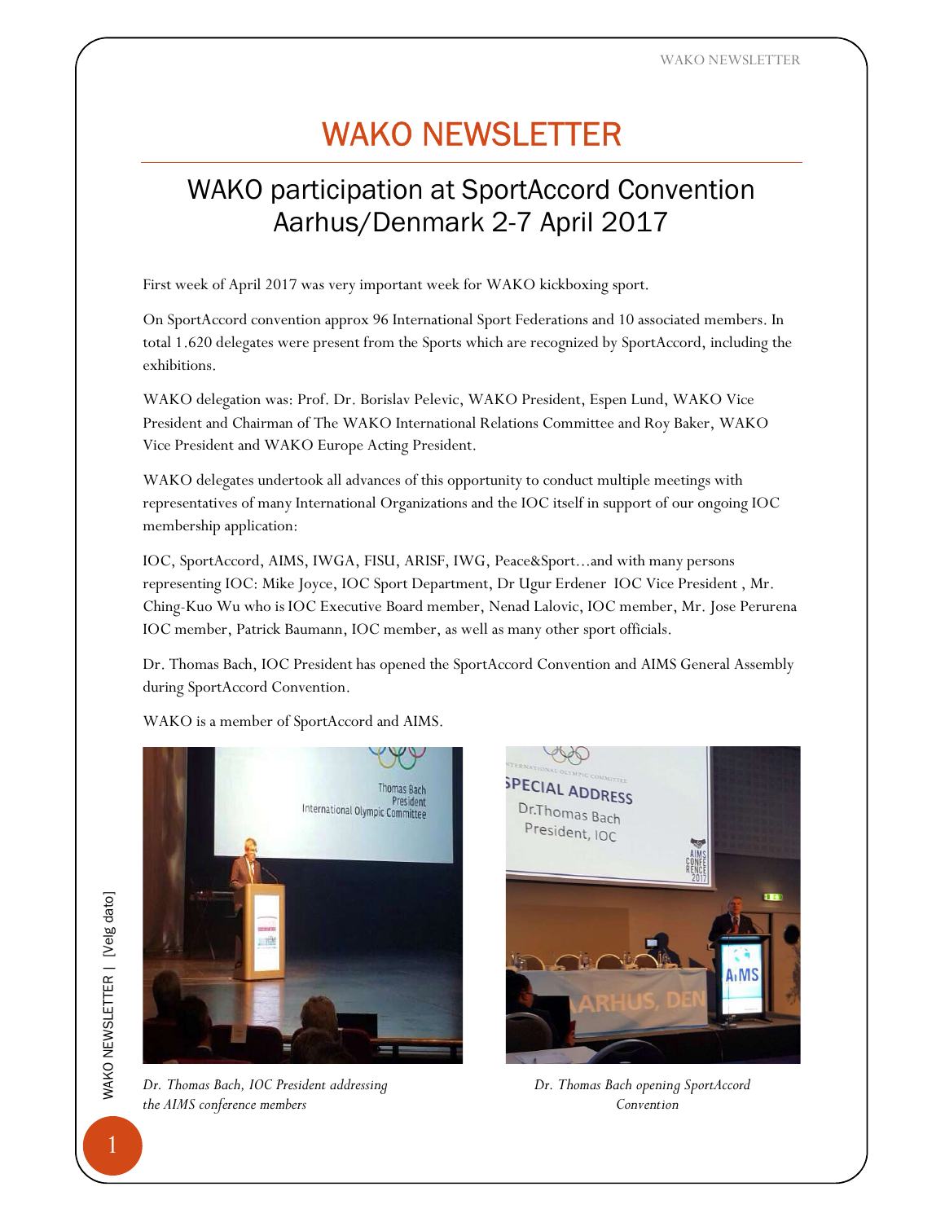# WAKO NEWSLETTER

## WAKO participation at SportAccord Convention Aarhus/Denmark 2-7 April 2017

First week of April 2017 was very important week for WAKO kickboxing sport.

On SportAccord convention approx 96 International Sport Federations and 10 associated members. In total 1.620 delegates were present from the Sports which are recognized by SportAccord, including the exhibitions.

WAKO delegation was: Prof. Dr. Borislav Pelevic, WAKO President, Espen Lund, WAKO Vice President and Chairman of The WAKO International Relations Committee and Roy Baker, WAKO Vice President and WAKO Europe Acting President.

WAKO delegates undertook all advances of this opportunity to conduct multiple meetings with representatives of many International Organizations and the IOC itself in support of our ongoing IOC membership application:

IOC, SportAccord, AIMS, IWGA, FISU, ARISF, IWG, Peace&Sport…and with many persons representing IOC: Mike Joyce, IOC Sport Department, Dr Ugur Erdener IOC Vice President , Mr. Ching-Kuo Wu who is IOC Executive Board member, Nenad Lalovic, IOC member, Mr. Jose Perurena IOC member, Patrick Baumann, IOC member, as well as many other sport officials.

Dr. Thomas Bach, IOC President has opened the SportAccord Convention and AIMS General Assembly during SportAccord Convention.

WAKO is a member of SportAccord and AIMS.

*Dr. Thomas Bach, IOC President addressing the AIMS conference members*

*Dr. Thomas Bach opening SportAccord Convention*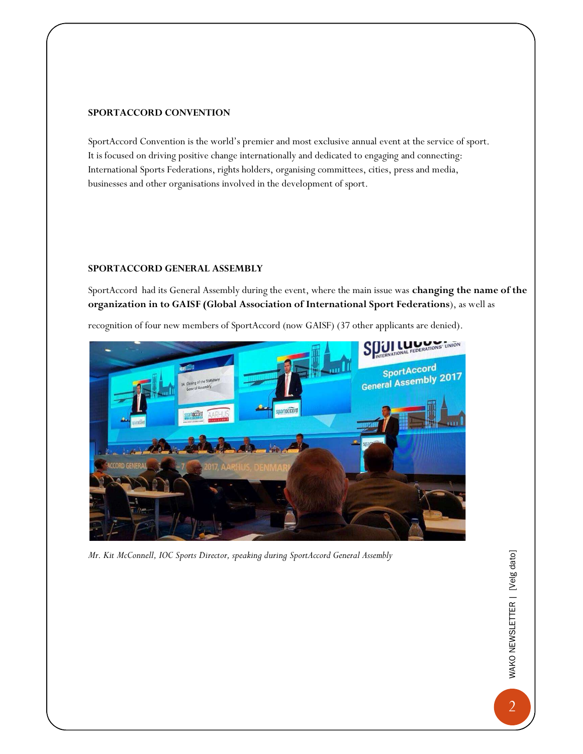## SPORTACCORD CONVENTION

SportAccord Convention is the world's premier and most exclusive annual event at the service of sport. It is focused on driving positive change internationally and dedicated to engaging and connecting: International Sports Federations, rights holders, organising committees, cities, press and media, businesses and other organisations involved in the development of sport.

## SPORTACCORD GENERAL ASSEMBLY

SportAccord had its General Assembly during the event, where the main issue was **changing the name of the organization in to GAISF (Global Association of International Sport Federations)**, as well as

recognition of four new members of SportAccord (now GAISF) (37 other applicants are denied).

*Mr. Kit McConnell, IOC Sports Director, speaking during SportAccord General Assembly*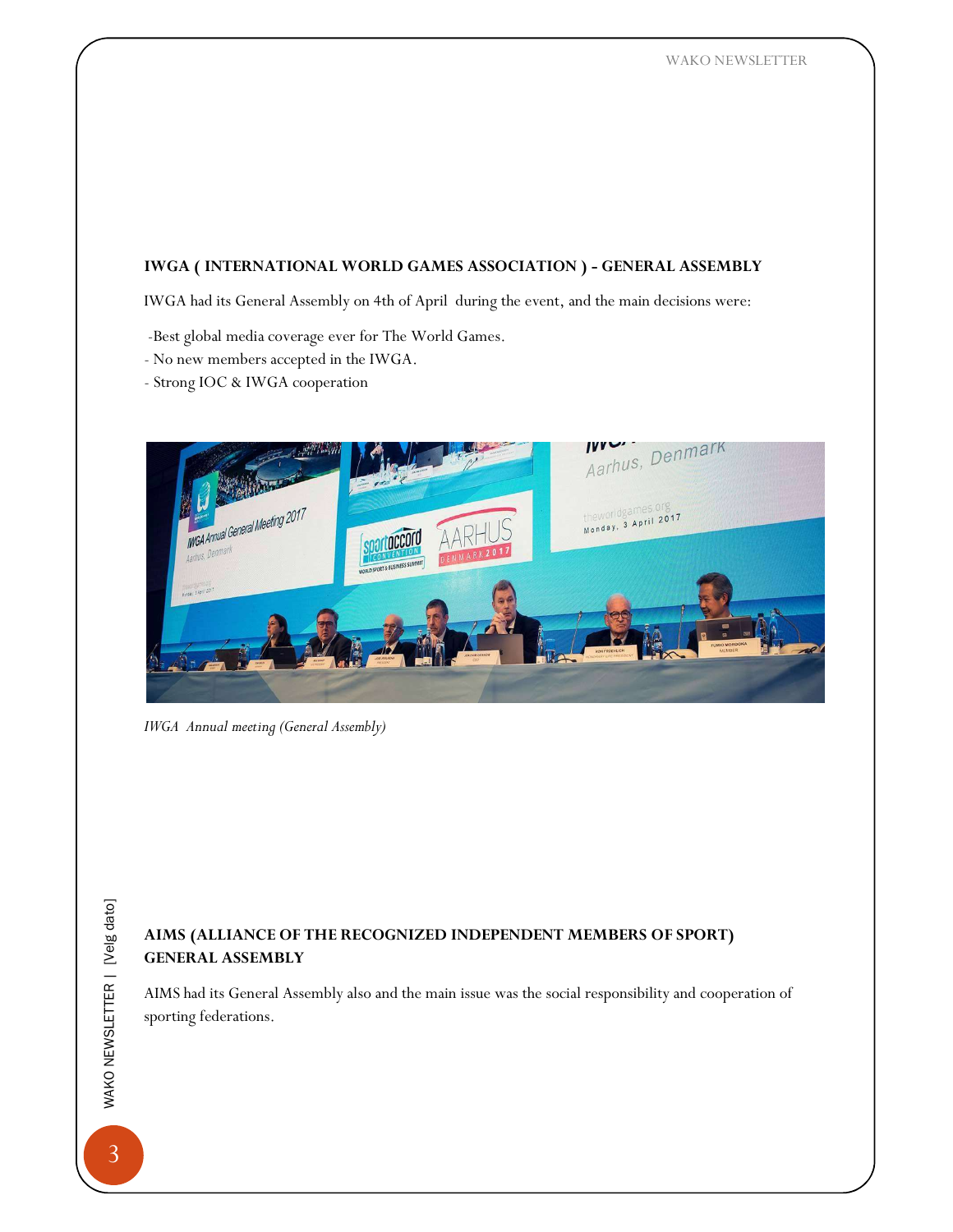**IWGA ( INTERNATIONAL WORLD GAMES ASSOCIATION ) - GENERAL ASSEMBLY**

IWGA had its General Assembly on 4th of April during the event, and the main decisions were:

-Best global media coverage ever for The World Games.
- No new members accepted in the IWGA.
- Strong IOC & IWGA cooperation

*IWGA Annual meeting (General Assembly)*

**AIMS (ALLIANCE OF THE RECOGNIZED INDEPENDENT MEMBERS OF SPORT) GENERAL ASSEMBLY**

AIMS had its General Assembly also and the main issue was the social responsibility and cooperation of sporting federations.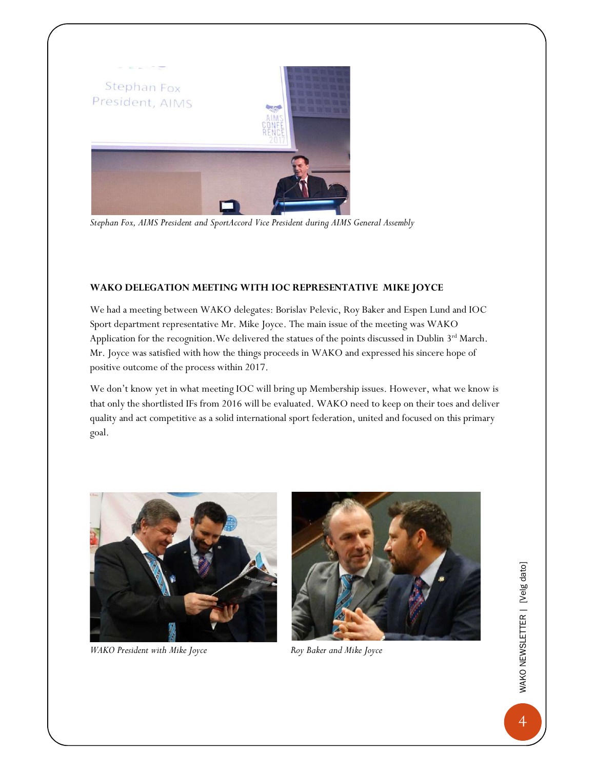*Stephan Fox, AIMS President and SportAccord Vice President during AIMS General Assembly*

**WAKO DELEGATION MEETING WITH IOC REPRESENTATIVE MIKE JOYCE**

We had a meeting between WAKO delegates: Borislav Pelevic, Roy Baker and Espen Lund and IOC Sport department representative Mr. Mike Joyce. The main issue of the meeting was WAKO Application for the recognition. We delivered the statues of the points discussed in Dublin 3rd March. Mr. Joyce was satisfied with how the things proceeds in WAKO and expressed his sincere hope of positive outcome of the process within 2017.

We don't know yet in what meeting IOC will bring up Membership issues. However, what we know is that only the shortlisted IFs from 2016 will be evaluated. WAKO need to keep on their toes and deliver quality and act competitive as a solid international sport federation, united and focused on this primary goal.

*WAKO President with Mike Joyce*

*Roy Baker and Mike Joyce*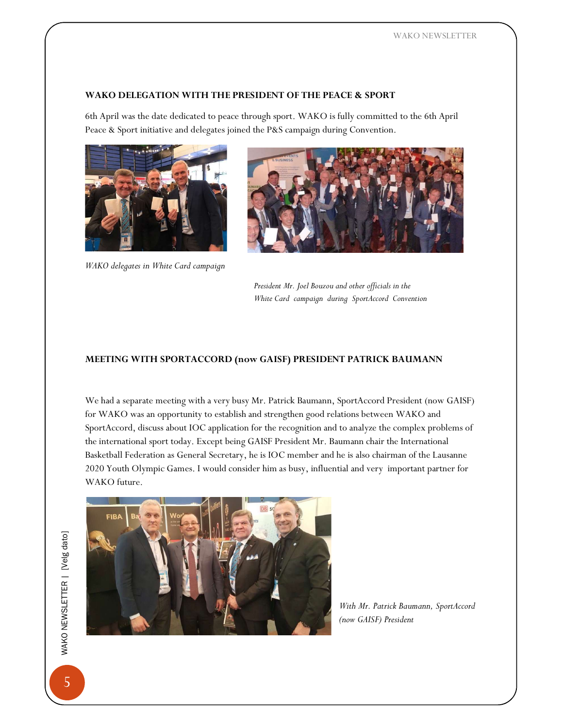## WAKO DELEGATION WITH THE PRESIDENT OF THE PEACE & SPORT

6th April was the date dedicated to peace through sport. WAKO is fully committed to the 6th April Peace & Sport initiative and delegates joined the P&S campaign during Convention.

*WAKO delegates in White Card campaign*

*President Mr. Joel Bouzou and other officials in the White Card campaign during SportAccord Convention*

## MEETING WITH SPORTACCORD (now GAISF) PRESIDENT PATRICK BAUMANN

We had a separate meeting with a very busy Mr. Patrick Baumann, SportAccord President (now GAISF) for WAKO was an opportunity to establish and strengthen good relations between WAKO and SportAccord, discuss about IOC application for the recognition and to analyze the complex problems of the international sport today. Except being GAISF President Mr. Baumann chair the International Basketball Federation as General Secretary, he is IOC member and he is also chairman of the Lausanne 2020 Youth Olympic Games. I would consider him as busy, influential and very important partner for WAKO future.

*With Mr. Patrick Baumann, SportAccord (now GAISF) President*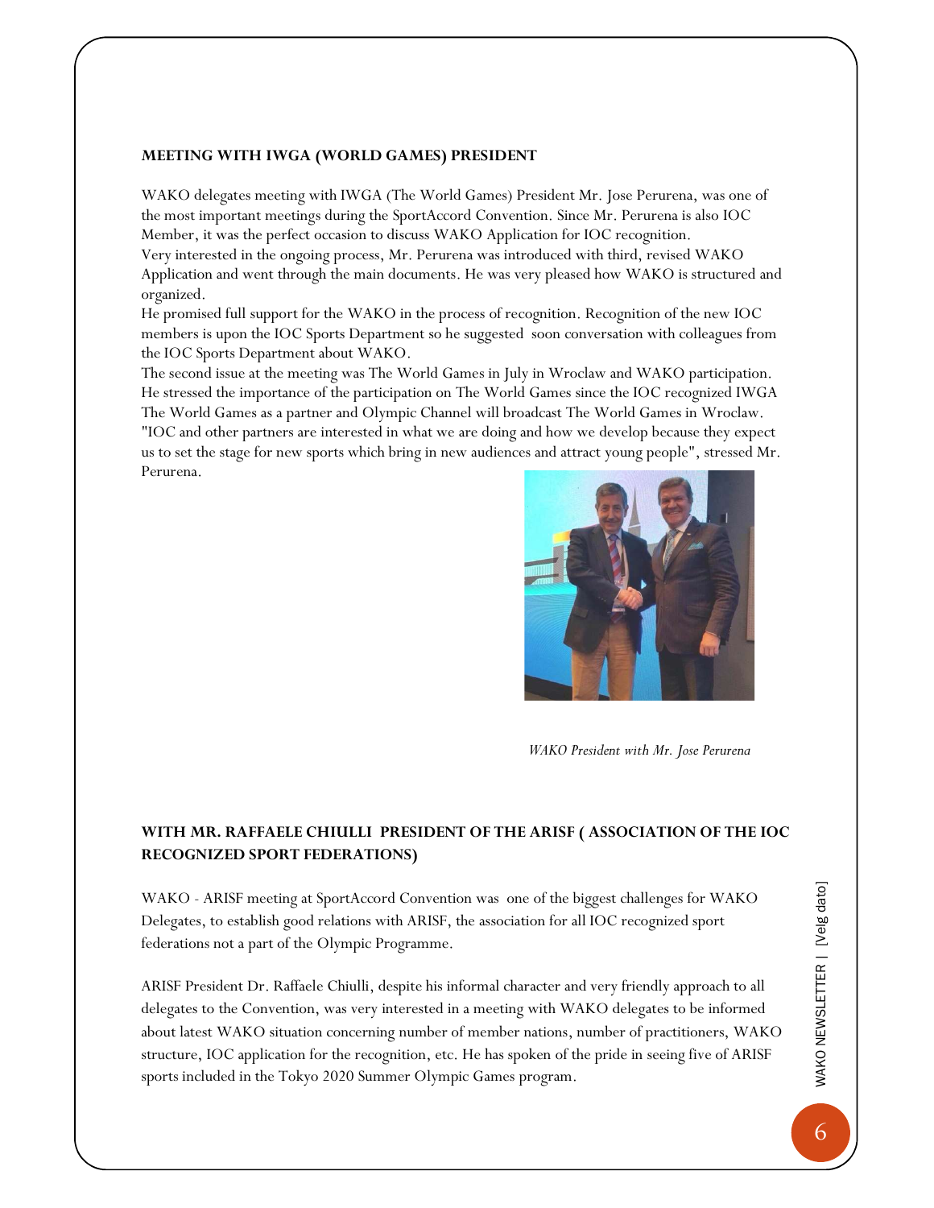## MEETING WITH IWGA (WORLD GAMES) PRESIDENT

WAKO delegates meeting with IWGA (The World Games) President Mr. Jose Perurena, was one of the most important meetings during the SportAccord Convention. Since Mr. Perurena is also IOC Member, it was the perfect occasion to discuss WAKO Application for IOC recognition.
Very interested in the ongoing process, Mr. Perurena was introduced with third, revised WAKO Application and went through the main documents. He was very pleased how WAKO is structured and organized.
He promised full support for the WAKO in the process of recognition. Recognition of the new IOC members is upon the IOC Sports Department so he suggested soon conversation with colleagues from the IOC Sports Department about WAKO.
The second issue at the meeting was The World Games in July in Wroclaw and WAKO participation. He stressed the importance of the participation on The World Games since the IOC recognized IWGA The World Games as a partner and Olympic Channel will broadcast The World Games in Wroclaw. "IOC and other partners are interested in what we are doing and how we develop because they expect us to set the stage for new sports which bring in new audiences and attract young people", stressed Mr. Perurena.

*WAKO President with Mr. Jose Perurena*

## WITH MR. RAFFAELE CHIULLI PRESIDENT OF THE ARISF ( ASSOCIATION OF THE IOC RECOGNIZED SPORT FEDERATIONS)

WAKO - ARISF meeting at SportAccord Convention was one of the biggest challenges for WAKO Delegates, to establish good relations with ARISF, the association for all IOC recognized sport federations not a part of the Olympic Programme.

ARISF President Dr. Raffaele Chiulli, despite his informal character and very friendly approach to all delegates to the Convention, was very interested in a meeting with WAKO delegates to be informed about latest WAKO situation concerning number of member nations, number of practitioners, WAKO structure, IOC application for the recognition, etc. He has spoken of the pride in seeing five of ARISF sports included in the Tokyo 2020 Summer Olympic Games program.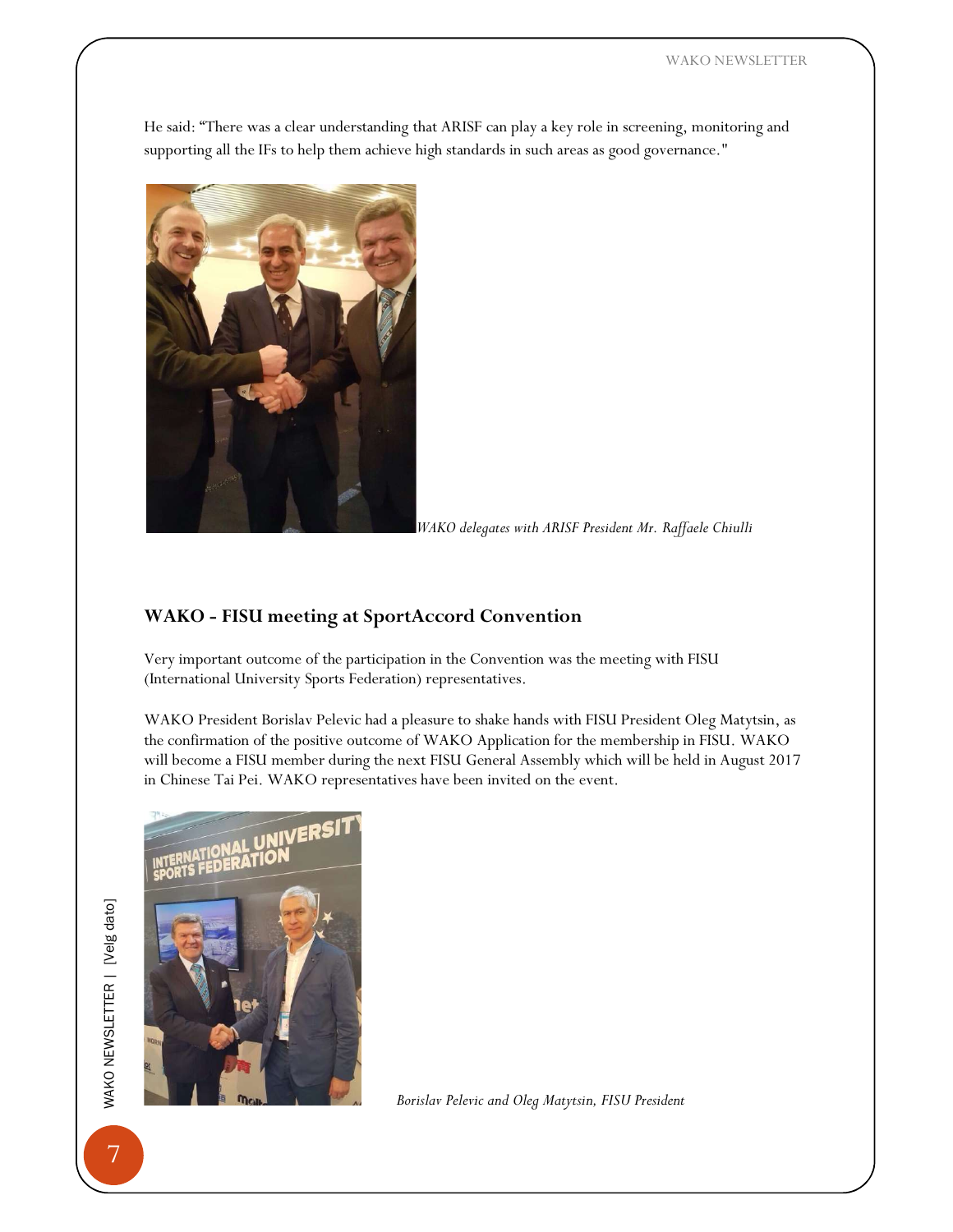He said: "There was a clear understanding that ARISF can play a key role in screening, monitoring and supporting all the IFs to help them achieve high standards in such areas as good governance."

*WAKO delegates with ARISF President Mr. Raffaele Chiulli*

## WAKO - FISU meeting at SportAccord Convention

Very important outcome of the participation in the Convention was the meeting with FISU (International University Sports Federation) representatives.

WAKO President Borislav Pelevic had a pleasure to shake hands with FISU President Oleg Matytsin, as the confirmation of the positive outcome of WAKO Application for the membership in FISU. WAKO will become a FISU member during the next FISU General Assembly which will be held in August 2017 in Chinese Tai Pei. WAKO representatives have been invited on the event.

*Borislav Pelevic and Oleg Matytsin, FISU President*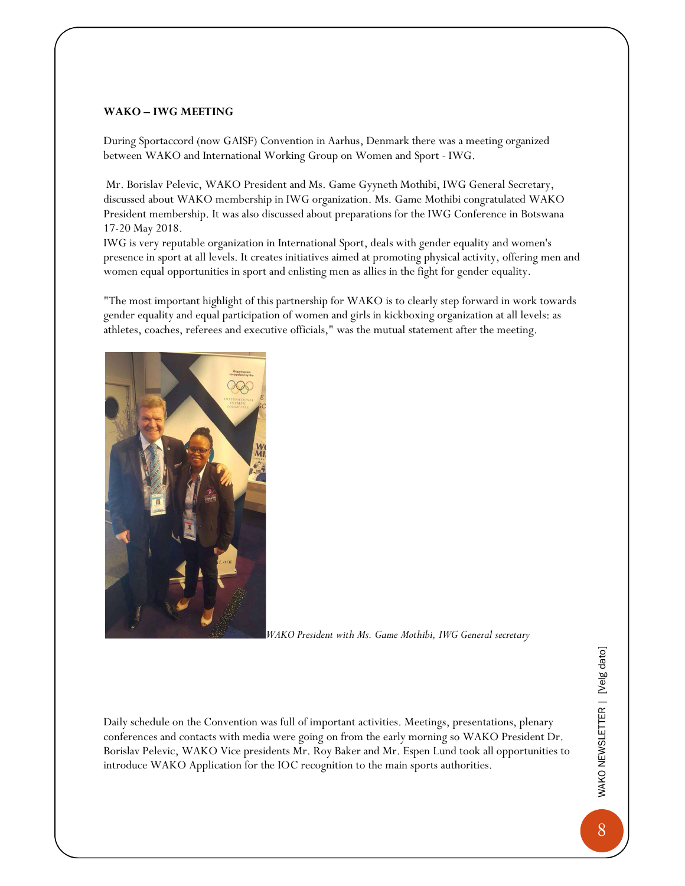**WAKO – IWG MEETING**

During Sportaccord (now GAISF) Convention in Aarhus, Denmark there was a meeting organized between WAKO and International Working Group on Women and Sport - IWG.

Mr. Borislav Pelevic, WAKO President and Ms. Game Gyyneth Mothibi, IWG General Secretary, discussed about WAKO membership in IWG organization. Ms. Game Mothibi congratulated WAKO President membership. It was also discussed about preparations for the IWG Conference in Botswana 17-20 May 2018.
IWG is very reputable organization in International Sport, deals with gender equality and women's presence in sport at all levels. It creates initiatives aimed at promoting physical activity, offering men and women equal opportunities in sport and enlisting men as allies in the fight for gender equality.

"The most important highlight of this partnership for WAKO is to clearly step forward in work towards gender equality and equal participation of women and girls in kickboxing organization at all levels: as athletes, coaches, referees and executive officials," was the mutual statement after the meeting.

*WAKO President with Ms. Game Mothibi, IWG General secretary*

Daily schedule on the Convention was full of important activities. Meetings, presentations, plenary conferences and contacts with media were going on from the early morning so WAKO President Dr. Borislav Pelevic, WAKO Vice presidents Mr. Roy Baker and Mr. Espen Lund took all opportunities to introduce WAKO Application for the IOC recognition to the main sports authorities.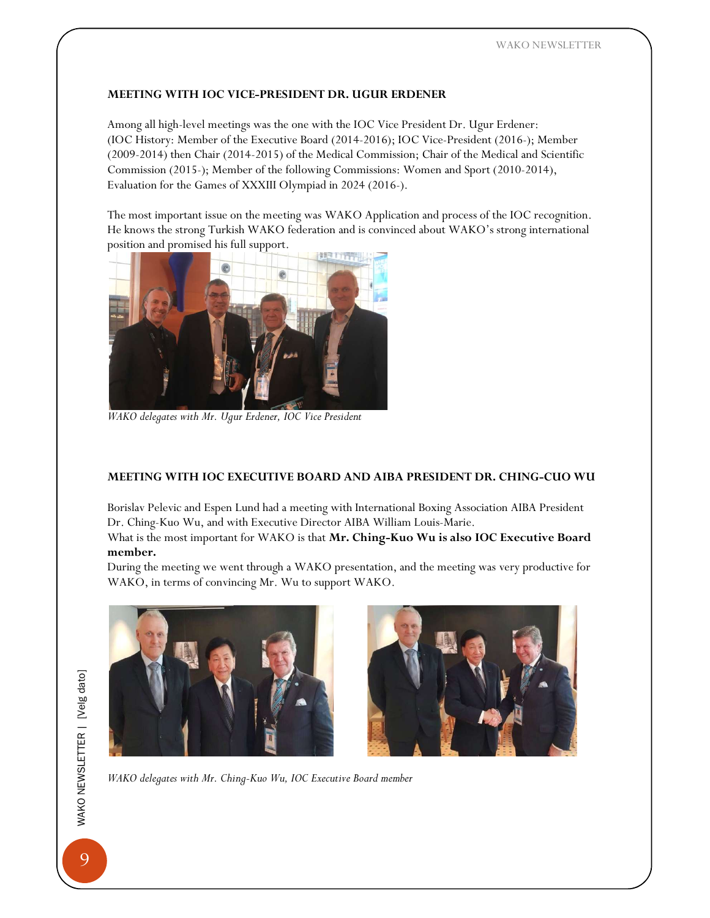## MEETING WITH IOC VICE-PRESIDENT DR. UGUR ERDENER

Among all high-level meetings was the one with the IOC Vice President Dr. Ugur Erdener: (IOC History: Member of the Executive Board (2014-2016); IOC Vice-President (2016-); Member (2009-2014) then Chair (2014-2015) of the Medical Commission; Chair of the Medical and Scientific Commission (2015-); Member of the following Commissions: Women and Sport (2010-2014), Evaluation for the Games of XXXIII Olympiad in 2024 (2016-).

The most important issue on the meeting was WAKO Application and process of the IOC recognition. He knows the strong Turkish WAKO federation and is convinced about WAKO's strong international position and promised his full support.

*WAKO delegates with Mr. Ugur Erdener, IOC Vice President*

## MEETING WITH IOC EXECUTIVE BOARD AND AIBA PRESIDENT DR. CHING-CUO WU

Borislav Pelevic and Espen Lund had a meeting with International Boxing Association AIBA President Dr. Ching-Kuo Wu, and with Executive Director AIBA William Louis-Marie.
What is the most important for WAKO is that **Mr. Ching-Kuo Wu is also IOC Executive Board member.**
During the meeting we went through a WAKO presentation, and the meeting was very productive for WAKO, in terms of convincing Mr. Wu to support WAKO.

*WAKO delegates with Mr. Ching-Kuo Wu, IOC Executive Board member*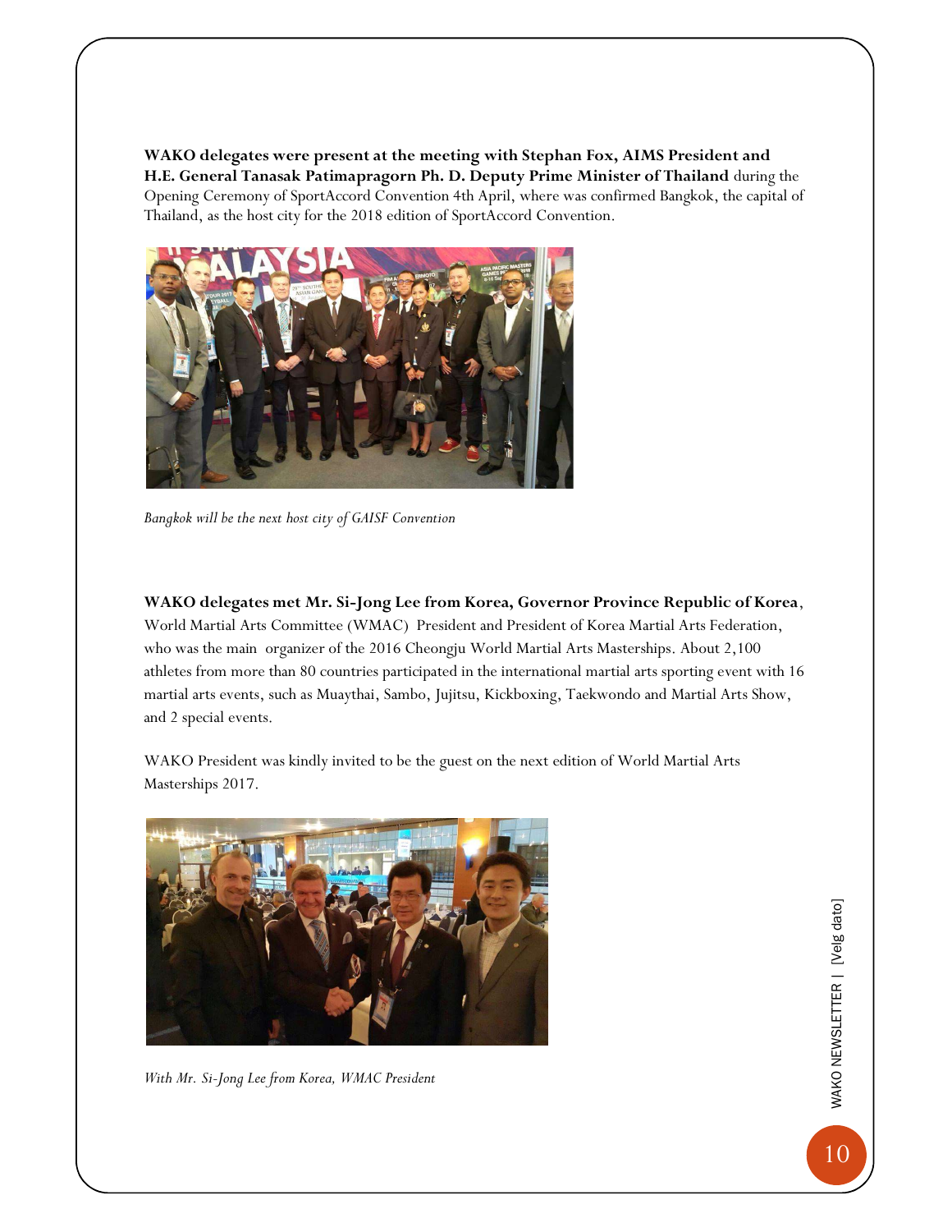**WAKO delegates were present at the meeting with Stephan Fox, AIMS President and H.E. General Tanasak Patimapragorn Ph. D. Deputy Prime Minister of Thailand** during the Opening Ceremony of SportAccord Convention 4th April, where was confirmed Bangkok, the capital of Thailand, as the host city for the 2018 edition of SportAccord Convention.

*Bangkok will be the next host city of GAISF Convention*

**WAKO delegates met Mr. Si-Jong Lee from Korea, Governor Province Republic of Korea**, World Martial Arts Committee (WMAC) President and President of Korea Martial Arts Federation, who was the main organizer of the 2016 Cheongju World Martial Arts Masterships. About 2,100 athletes from more than 80 countries participated in the international martial arts sporting event with 16 martial arts events, such as Muaythai, Sambo, Jujitsu, Kickboxing, Taekwondo and Martial Arts Show, and 2 special events.

WAKO President was kindly invited to be the guest on the next edition of World Martial Arts Masterships 2017.

*With Mr. Si-Jong Lee from Korea, WMAC President*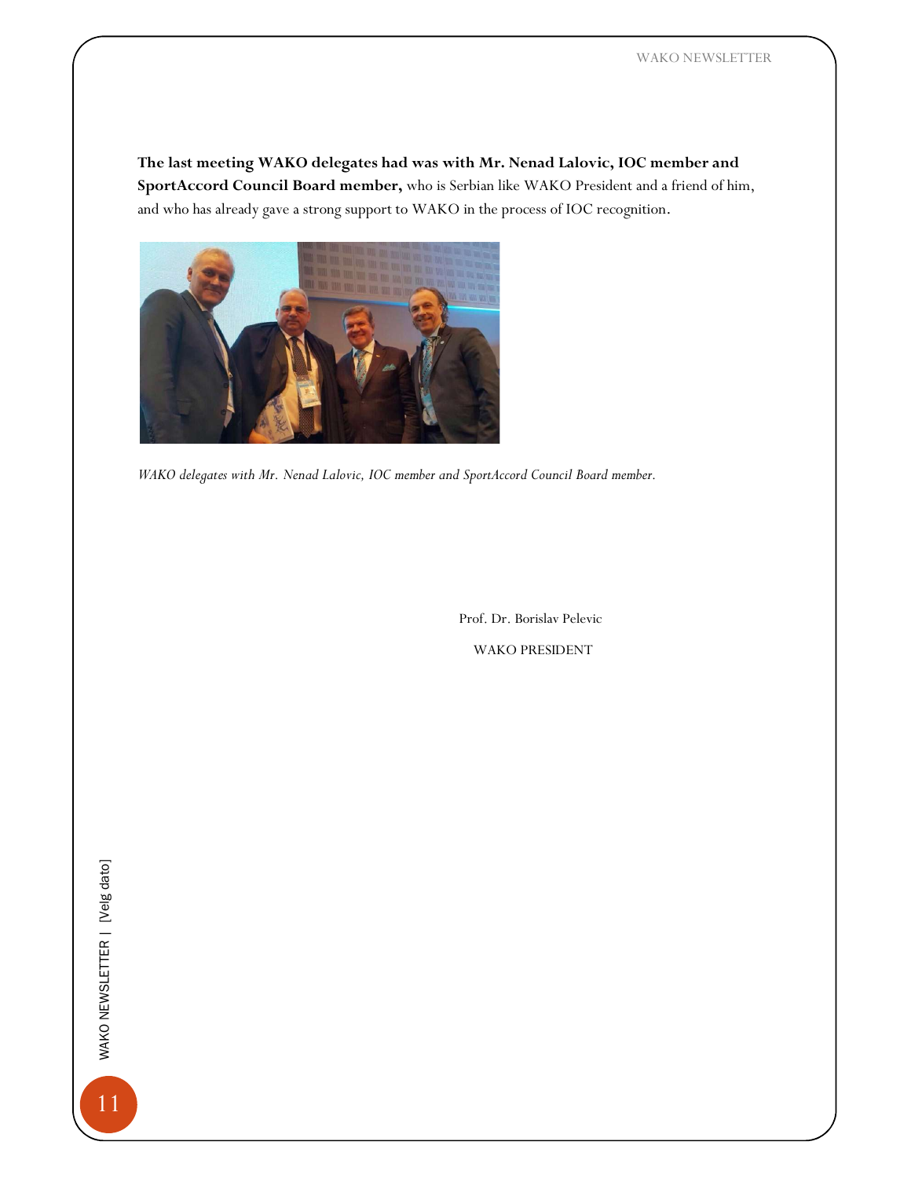**The last meeting WAKO delegates had was with Mr. Nenad Lalovic, IOC member and SportAccord Council Board member,** who is Serbian like WAKO President and a friend of him, and who has already gave a strong support to WAKO in the process of IOC recognition.

*WAKO delegates with Mr. Nenad Lalovic, IOC member and SportAccord Council Board member.*

Prof. Dr. Borislav Pelevic

WAKO PRESIDENT